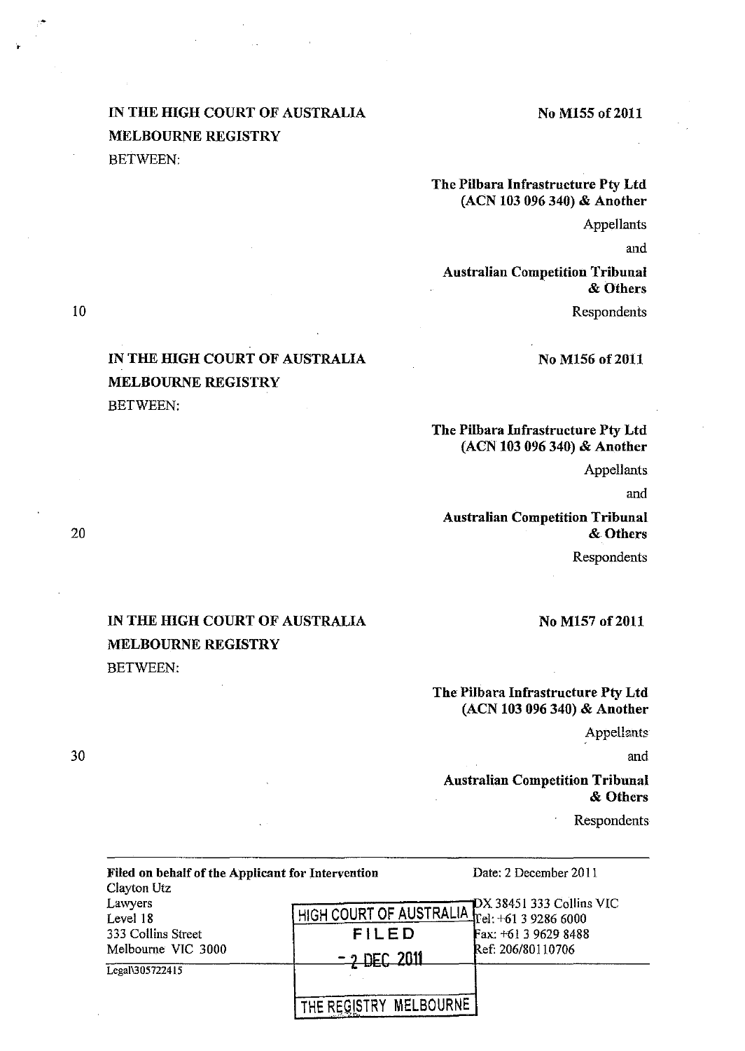**IN THE HIGH COURT OF AUSTRALIA**
**MELBOURNE REGISTRY**
BETWEEN:

**No M155 of 2011**

**The Pilbara Infrastructure Pty Ltd (ACN 103 096 340) & Another**
Appellants

and

**Australian Competition Tribunal & Others**
Respondents

**IN THE HIGH COURT OF AUSTRALIA**
**MELBOURNE REGISTRY**
BETWEEN:

**No M156 of 2011**

**The Pilbara Infrastructure Pty Ltd (ACN 103 096 340) & Another**
Appellants

and

**Australian Competition Tribunal & Others**
Respondents

**IN THE HIGH COURT OF AUSTRALIA**
**MELBOURNE REGISTRY**
BETWEEN:

**No M157 of 2011**

**The Pilbara Infrastructure Pty Ltd (ACN 103 096 340) & Another**
Appellants

and

**Australian Competition Tribunal & Others**
Respondents

---

**Filed on behalf of the Applicant for Intervention**
Clayton Utz
Lawyers
Level 18
333 Collins Street
Melbourne VIC 3000

Legal\305722415

Date: 2 December 2011

DX 38451 333 Collins VIC
Tel: +61 3 9286 6000
Fax: +61 3 9629 8488
Ref: 206/80110706

HIGH COURT OF AUSTRALIA
FILED
- 2 DEC 2011
THE REGISTRY MELBOURNE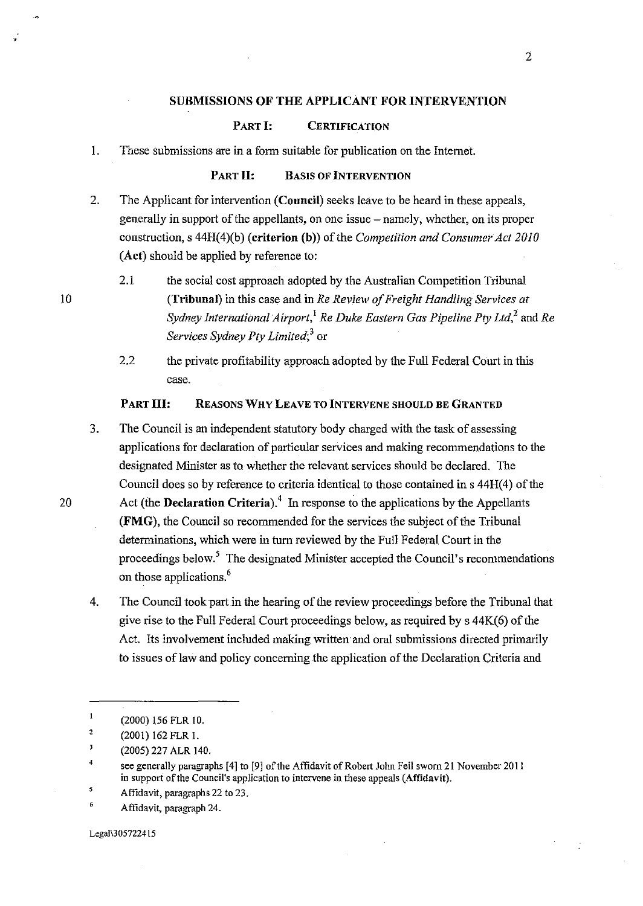## SUBMISSIONS OF THE APPLICANT FOR INTERVENTION

### PART I: CERTIFICATION

1. These submissions are in a form suitable for publication on the Internet.

### PART II: BASIS OF INTERVENTION

2. The Applicant for intervention (**Council**) seeks leave to be heard in these appeals, generally in support of the appellants, on one issue – namely, whether, on its proper construction, s 44H(4)(b) (**criterion (b)**) of the *Competition and Consumer Act 2010* (**Act**) should be applied by reference to:

   2.1 the social cost approach adopted by the Australian Competition Tribunal (**Tribunal**) in this case and in *Re Review of Freight Handling Services at Sydney International Airport*,[1] *Re Duke Eastern Gas Pipeline Pty Ltd*,[2] and *Re Services Sydney Pty Limited*;[3] or

   2.2 the private profitability approach adopted by the Full Federal Court in this case.

### PART III: REASONS WHY LEAVE TO INTERVENE SHOULD BE GRANTED

3. The Council is an independent statutory body charged with the task of assessing applications for declaration of particular services and making recommendations to the designated Minister as to whether the relevant services should be declared. The Council does so by reference to criteria identical to those contained in s 44H(4) of the Act (the **Declaration Criteria**).[4] In response to the applications by the Appellants (**FMG**), the Council so recommended for the services the subject of the Tribunal determinations, which were in turn reviewed by the Full Federal Court in the proceedings below.[5] The designated Minister accepted the Council's recommendations on those applications.[6]

4. The Council took part in the hearing of the review proceedings before the Tribunal that give rise to the Full Federal Court proceedings below, as required by s 44K(6) of the Act. Its involvement included making written and oral submissions directed primarily to issues of law and policy concerning the application of the Declaration Criteria and

---

1. (2000) 156 FLR 10.
2. (2001) 162 FLR 1.
3. (2005) 227 ALR 140.
4. see generally paragraphs [4] to [9] of the Affidavit of Robert John Feil sworn 21 November 2011 in support of the Council's application to intervene in these appeals (**Affidavit**).
5. Affidavit, paragraphs 22 to 23.
6. Affidavit, paragraph 24.

Legal\305722415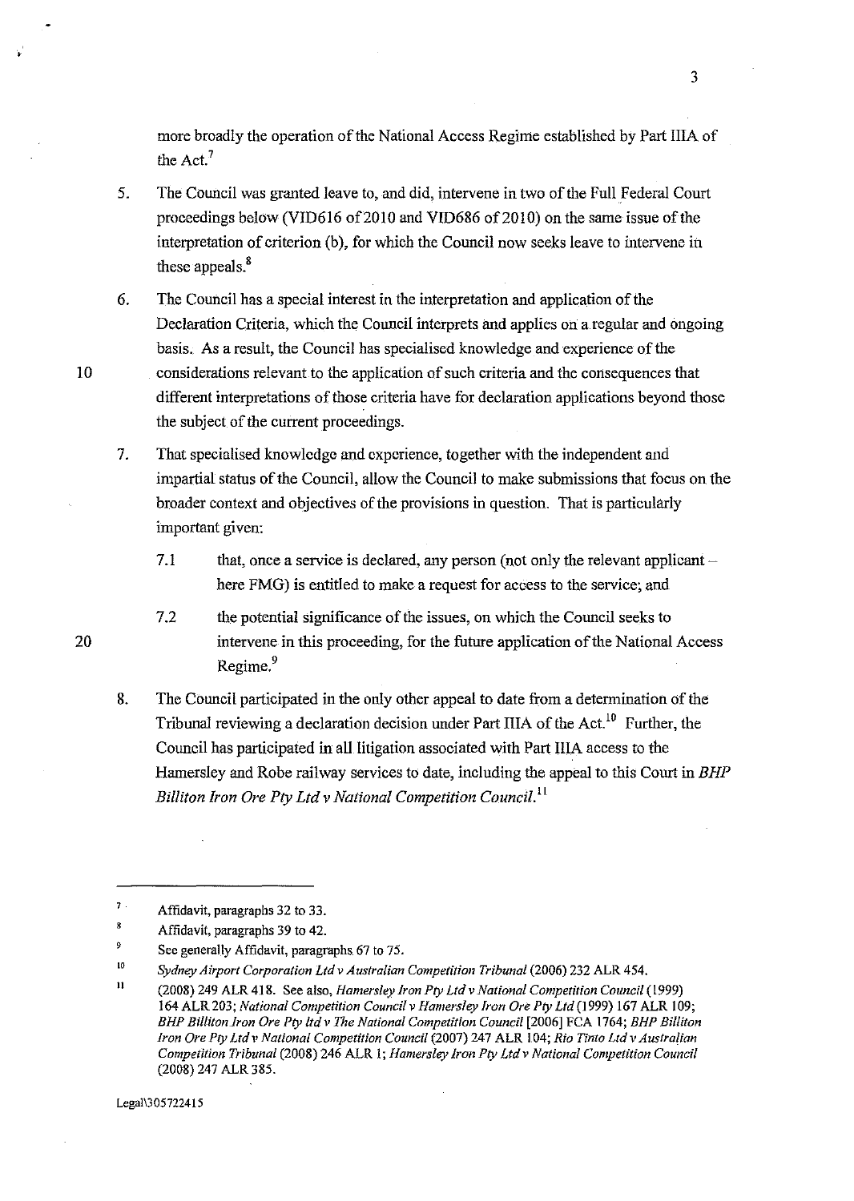more broadly the operation of the National Access Regime established by Part IIIA of the Act.[7]

5. The Council was granted leave to, and did, intervene in two of the Full Federal Court proceedings below (VID616 of 2010 and VID686 of 2010) on the same issue of the interpretation of criterion (b), for which the Council now seeks leave to intervene in these appeals.[8]

6. The Council has a special interest in the interpretation and application of the Declaration Criteria, which the Council interprets and applies on a regular and ongoing basis. As a result, the Council has specialised knowledge and experience of the considerations relevant to the application of such criteria and the consequences that different interpretations of those criteria have for declaration applications beyond those the subject of the current proceedings.

7. That specialised knowledge and experience, together with the independent and impartial status of the Council, allow the Council to make submissions that focus on the broader context and objectives of the provisions in question. That is particularly important given:

   7.1 that, once a service is declared, any person (not only the relevant applicant – here FMG) is entitled to make a request for access to the service; and

   7.2 the potential significance of the issues, on which the Council seeks to intervene in this proceeding, for the future application of the National Access Regime.[9]

8. The Council participated in the only other appeal to date from a determination of the Tribunal reviewing a declaration decision under Part IIIA of the Act.[10] Further, the Council has participated in all litigation associated with Part IIIA access to the Hamersley and Robe railway services to date, including the appeal to this Court in *BHP Billiton Iron Ore Pty Ltd v National Competition Council*.[11]

---

[7] Affidavit, paragraphs 32 to 33.

[8] Affidavit, paragraphs 39 to 42.

[9] See generally Affidavit, paragraphs 67 to 75.

[10] *Sydney Airport Corporation Ltd v Australian Competition Tribunal* (2006) 232 ALR 454.

[11] (2008) 249 ALR 418. See also, *Hamersley Iron Pty Ltd v National Competition Council* (1999) 164 ALR 203; *National Competition Council v Hamersley Iron Ore Pty Ltd* (1999) 167 ALR 109; *BHP Billiton Iron Ore Pty ltd v The National Competition Council* [2006] FCA 1764; *BHP Billiton Iron Ore Pty Ltd v National Competition Council* (2007) 247 ALR 104; *Rio Tinto Ltd v Australian Competition Tribunal* (2008) 246 ALR 1; *Hamersley Iron Pty Ltd v National Competition Council* (2008) 247 ALR 385.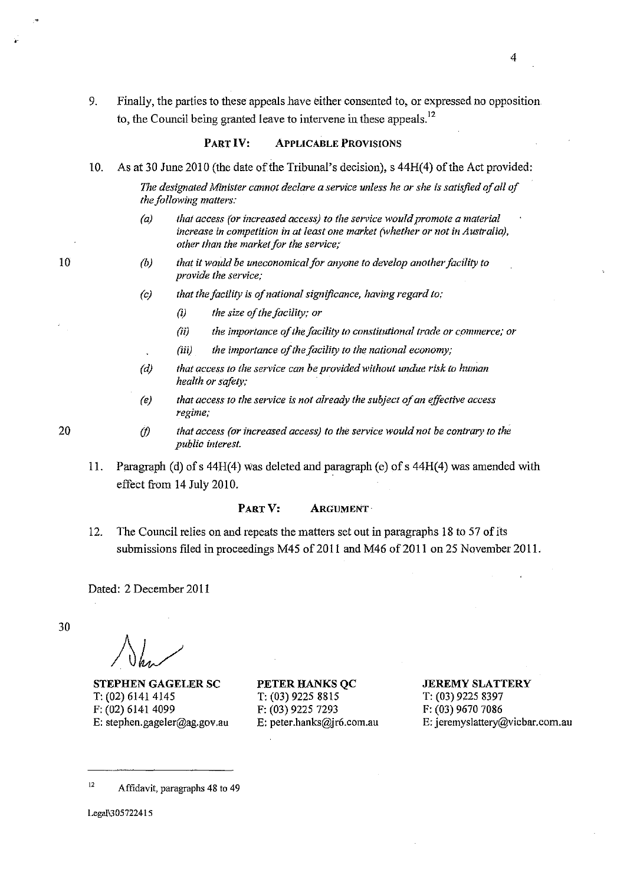9. Finally, the parties to these appeals have either consented to, or expressed no opposition to, the Council being granted leave to intervene in these appeals.[12]

## PART IV: APPLICABLE PROVISIONS

10. As at 30 June 2010 (the date of the Tribunal's decision), s 44H(4) of the Act provided:

*The designated Minister cannot declare a service unless he or she is satisfied of all of the following matters:*

*(a) that access (or increased access) to the service would promote a material increase in competition in at least one market (whether or not in Australia), other than the market for the service;*

*(b) that it would be uneconomical for anyone to develop another facility to provide the service;*

*(c) that the facility is of national significance, having regard to:*

*(i) the size of the facility; or*

*(ii) the importance of the facility to constitutional trade or commerce; or*

*(iii) the importance of the facility to the national economy;*

*(d) that access to the service can be provided without undue risk to human health or safety;*

*(e) that access to the service is not already the subject of an effective access regime;*

*(f) that access (or increased access) to the service would not be contrary to the public interest.*

11. Paragraph (d) of s 44H(4) was deleted and paragraph (e) of s 44H(4) was amended with effect from 14 July 2010.

## PART V: ARGUMENT

12. The Council relies on and repeats the matters set out in paragraphs 18 to 57 of its submissions filed in proceedings M45 of 2011 and M46 of 2011 on 25 November 2011.

Dated: 2 December 2011

| | | |
|---|---|---|
| **STEPHEN GAGELER SC** | **PETER HANKS QC** | **JEREMY SLATTERY** |
| T: (02) 6141 4145 | T: (03) 9225 8815 | T: (03) 9225 8397 |
| F: (02) 6141 4099 | F: (03) 9225 7293 | F: (03) 9670 7086 |
| E: stephen.gageler@ag.gov.au | E: peter.hanks@jr6.com.au | E: jeremyslattery@vicbar.com.au |

[12] Affidavit, paragraphs 48 to 49

Legal\305722415